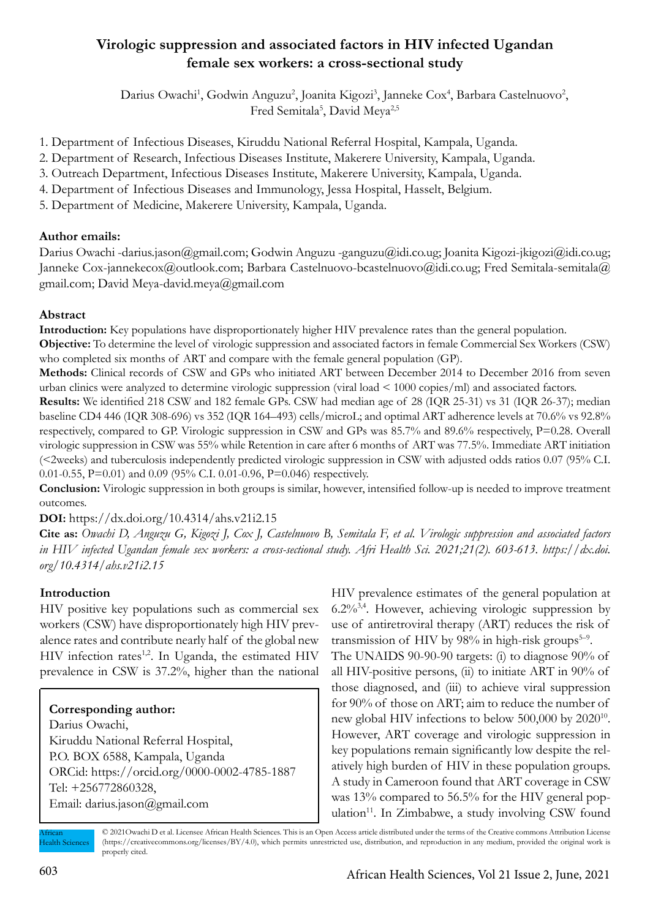# Virologic suppression and associated factors in HIV infected Ugandan female sex workers: a cross-sectional study

Darius Owachi[1], Godwin Anguzu[2], Joanita Kigozi[3], Janneke Cox[4], Barbara Castelnuovo[2], Fred Semitala[5], David Meya[2,5]

1. Department of Infectious Diseases, Kiruddu National Referral Hospital, Kampala, Uganda.
2. Department of Research, Infectious Diseases Institute, Makerere University, Kampala, Uganda.
3. Outreach Department, Infectious Diseases Institute, Makerere University, Kampala, Uganda.
4. Department of Infectious Diseases and Immunology, Jessa Hospital, Hasselt, Belgium.
5. Department of Medicine, Makerere University, Kampala, Uganda.

**Author emails:**

Darius Owachi -darius.jason@gmail.com; Godwin Anguzu -ganguzu@idi.co.ug; Joanita Kigozi-jkigozi@idi.co.ug; Janneke Cox-jannekecox@outlook.com; Barbara Castelnuovo-bcastelnuovo@idi.co.ug; Fred Semitala-semitala@gmail.com; David Meya-david.meya@gmail.com

## Abstract

**Introduction:** Key populations have disproportionately higher HIV prevalence rates than the general population.

**Objective:** To determine the level of virologic suppression and associated factors in female Commercial Sex Workers (CSW) who completed six months of ART and compare with the female general population (GP).

**Methods:** Clinical records of CSW and GPs who initiated ART between December 2014 to December 2016 from seven urban clinics were analyzed to determine virologic suppression (viral load < 1000 copies/ml) and associated factors.

**Results:** We identified 218 CSW and 182 female GPs. CSW had median age of 28 (IQR 25-31) vs 31 (IQR 26-37); median baseline CD4 446 (IQR 308-696) vs 352 (IQR 164–493) cells/microL; and optimal ART adherence levels at 70.6% vs 92.8% respectively, compared to GP. Virologic suppression in CSW and GPs was 85.7% and 89.6% respectively, P=0.28. Overall virologic suppression in CSW was 55% while Retention in care after 6 months of ART was 77.5%. Immediate ART initiation (<2weeks) and tuberculosis independently predicted virologic suppression in CSW with adjusted odds ratios 0.07 (95% C.I. 0.01-0.55, P=0.01) and 0.09 (95% C.I. 0.01-0.96, P=0.046) respectively.

**Conclusion:** Virologic suppression in both groups is similar, however, intensified follow-up is needed to improve treatment outcomes.

**DOI:** https://dx.doi.org/10.4314/ahs.v21i2.15

**Cite as:** *Owachi D, Anguzu G, Kigozi J, Cox J, Castelnuovo B, Semitala F, et al. Virologic suppression and associated factors in HIV infected Ugandan female sex workers: a cross-sectional study. Afri Health Sci. 2021;21(2). 603-613. https://dx.doi.org/10.4314/ahs.v21i2.15*

## Introduction

HIV positive key populations such as commercial sex workers (CSW) have disproportionately high HIV prevalence rates and contribute nearly half of the global new HIV infection rates[1,2]. In Uganda, the estimated HIV prevalence in CSW is 37.2%, higher than the national HIV prevalence estimates of the general population at 6.2%[3,4]. However, achieving virologic suppression by use of antiretroviral therapy (ART) reduces the risk of transmission of HIV by 98% in high-risk groups[5–9].

The UNAIDS 90-90-90 targets: (i) to diagnose 90% of all HIV-positive persons, (ii) to initiate ART in 90% of those diagnosed, and (iii) to achieve viral suppression for 90% of those on ART; aim to reduce the number of new global HIV infections to below 500,000 by 2020[10]. However, ART coverage and virologic suppression in key populations remain significantly low despite the relatively high burden of HIV in these population groups. A study in Cameroon found that ART coverage in CSW was 13% compared to 56.5% for the HIV general population[11]. In Zimbabwe, a study involving CSW found

**Corresponding author:**
Darius Owachi,
Kiruddu National Referral Hospital,
P.O. BOX 6588, Kampala, Uganda
ORCid: https://orcid.org/0000-0002-4785-1887
Tel: +256772860328,
Email: darius.jason@gmail.com

© 2021 Owachi D et al. Licensee African Health Sciences. This is an Open Access article distributed under the terms of the Creative commons Attribution License (https://creativecommons.org/licenses/BY/4.0), which permits unrestricted use, distribution, and reproduction in any medium, provided the original work is properly cited.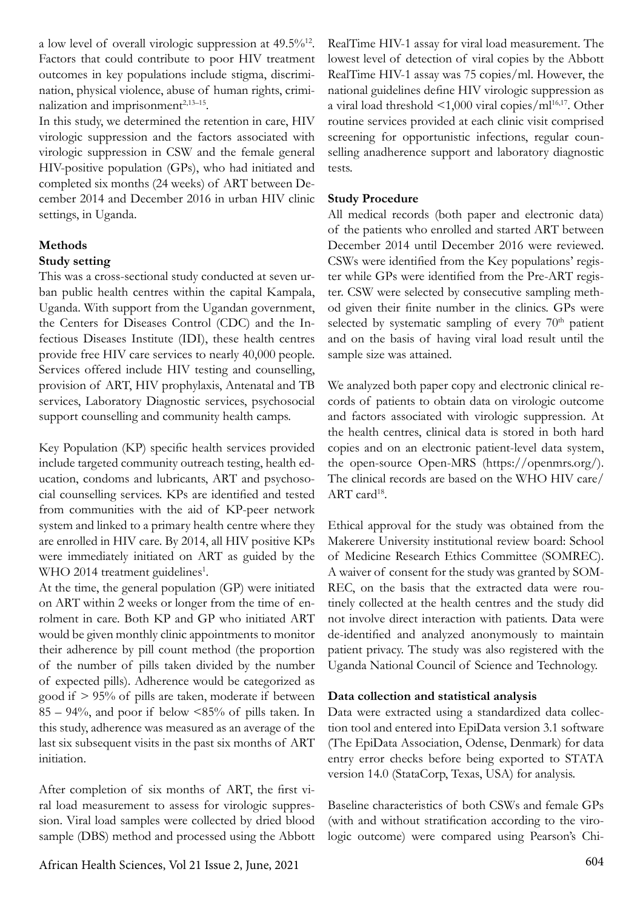a low level of overall virologic suppression at 49.5%[12]. Factors that could contribute to poor HIV treatment outcomes in key populations include stigma, discrimination, physical violence, abuse of human rights, criminalization and imprisonment[2,13–15].

In this study, we determined the retention in care, HIV virologic suppression and the factors associated with virologic suppression in CSW and the female general HIV-positive population (GPs), who had initiated and completed six months (24 weeks) of ART between December 2014 and December 2016 in urban HIV clinic settings, in Uganda.

## Methods

### Study setting

This was a cross-sectional study conducted at seven urban public health centres within the capital Kampala, Uganda. With support from the Ugandan government, the Centers for Diseases Control (CDC) and the Infectious Diseases Institute (IDI), these health centres provide free HIV care services to nearly 40,000 people. Services offered include HIV testing and counselling, provision of ART, HIV prophylaxis, Antenatal and TB services, Laboratory Diagnostic services, psychosocial support counselling and community health camps.

Key Population (KP) specific health services provided include targeted community outreach testing, health education, condoms and lubricants, ART and psychosocial counselling services. KPs are identified and tested from communities with the aid of KP-peer network system and linked to a primary health centre where they are enrolled in HIV care. By 2014, all HIV positive KPs were immediately initiated on ART as guided by the WHO 2014 treatment guidelines[1].

At the time, the general population (GP) were initiated on ART within 2 weeks or longer from the time of enrolment in care. Both KP and GP who initiated ART would be given monthly clinic appointments to monitor their adherence by pill count method (the proportion of the number of pills taken divided by the number of expected pills). Adherence would be categorized as good if > 95% of pills are taken, moderate if between 85 – 94%, and poor if below <85% of pills taken. In this study, adherence was measured as an average of the last six subsequent visits in the past six months of ART initiation.

After completion of six months of ART, the first viral load measurement to assess for virologic suppression. Viral load samples were collected by dried blood sample (DBS) method and processed using the Abbott RealTime HIV-1 assay for viral load measurement. The lowest level of detection of viral copies by the Abbott RealTime HIV-1 assay was 75 copies/ml. However, the national guidelines define HIV virologic suppression as a viral load threshold <1,000 viral copies/ml[16,17]. Other routine services provided at each clinic visit comprised screening for opportunistic infections, regular counselling anadherence support and laboratory diagnostic tests.

### Study Procedure

All medical records (both paper and electronic data) of the patients who enrolled and started ART between December 2014 until December 2016 were reviewed. CSWs were identified from the Key populations' register while GPs were identified from the Pre-ART register. CSW were selected by consecutive sampling method given their finite number in the clinics. GPs were selected by systematic sampling of every 70[th] patient and on the basis of having viral load result until the sample size was attained.

We analyzed both paper copy and electronic clinical records of patients to obtain data on virologic outcome and factors associated with virologic suppression. At the health centres, clinical data is stored in both hard copies and on an electronic patient-level data system, the open-source Open-MRS (https://openmrs.org/). The clinical records are based on the WHO HIV care/ART card[18].

Ethical approval for the study was obtained from the Makerere University institutional review board: School of Medicine Research Ethics Committee (SOMREC). A waiver of consent for the study was granted by SOMREC, on the basis that the extracted data were routinely collected at the health centres and the study did not involve direct interaction with patients. Data were de-identified and analyzed anonymously to maintain patient privacy. The study was also registered with the Uganda National Council of Science and Technology.

### Data collection and statistical analysis

Data were extracted using a standardized data collection tool and entered into EpiData version 3.1 software (The EpiData Association, Odense, Denmark) for data entry error checks before being exported to STATA version 14.0 (StataCorp, Texas, USA) for analysis.

Baseline characteristics of both CSWs and female GPs (with and without stratification according to the virologic outcome) were compared using Pearson's Chi-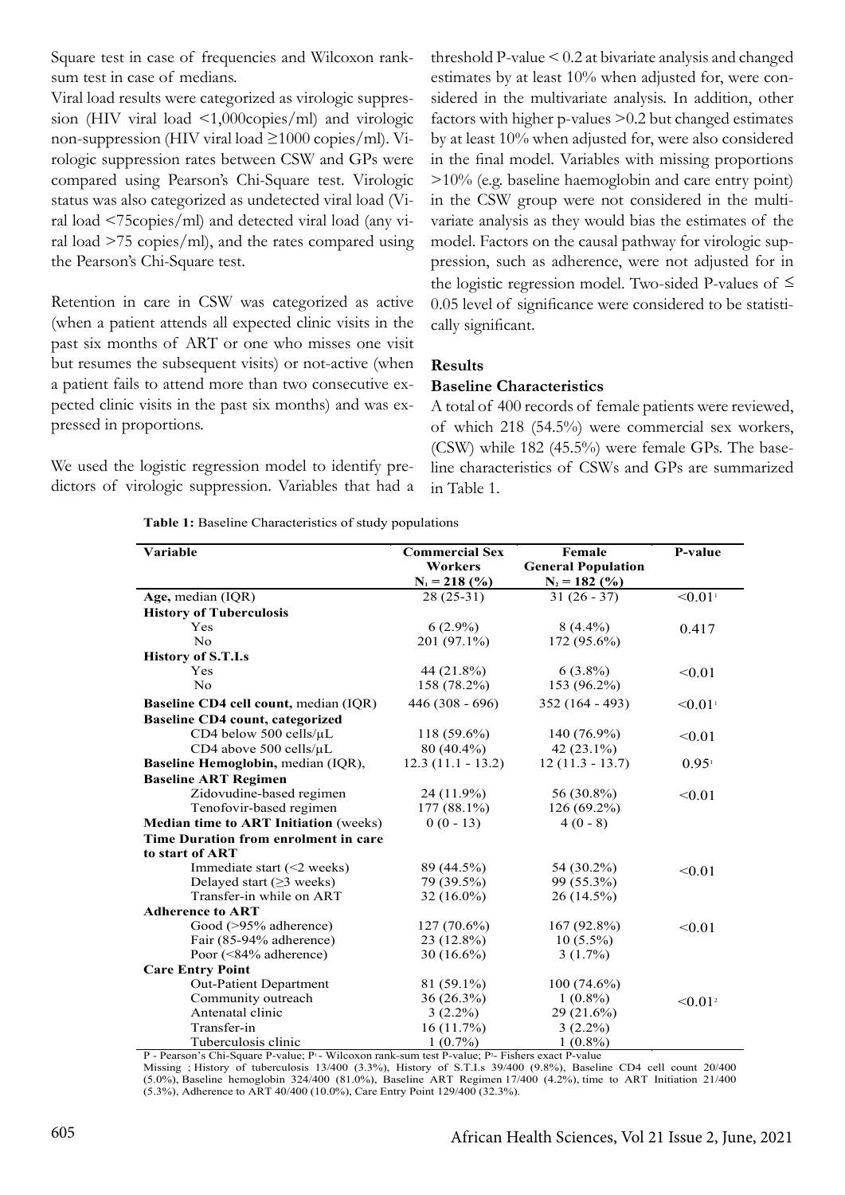Square test in case of frequencies and Wilcoxon rank-sum test in case of medians.

Viral load results were categorized as virologic suppression (HIV viral load <1,000copies/ml) and virologic non-suppression (HIV viral load ≥1000 copies/ml). Virologic suppression rates between CSW and GPs were compared using Pearson's Chi-Square test. Virologic status was also categorized as undetected viral load (Viral load <75copies/ml) and detected viral load (any viral load >75 copies/ml), and the rates compared using the Pearson's Chi-Square test.

Retention in care in CSW was categorized as active (when a patient attends all expected clinic visits in the past six months of ART or one who misses one visit but resumes the subsequent visits) or not-active (when a patient fails to attend more than two consecutive expected clinic visits in the past six months) and was expressed in proportions.

We used the logistic regression model to identify predictors of virologic suppression. Variables that had a threshold P-value < 0.2 at bivariate analysis and changed estimates by at least 10% when adjusted for, were considered in the multivariate analysis. In addition, other factors with higher p-values >0.2 but changed estimates by at least 10% when adjusted for, were also considered in the final model. Variables with missing proportions >10% (e.g. baseline haemoglobin and care entry point) in the CSW group were not considered in the multivariate analysis as they would bias the estimates of the model. Factors on the causal pathway for virologic suppression, such as adherence, were not adjusted for in the logistic regression model. Two-sided P-values of ≤ 0.05 level of significance were considered to be statistically significant.

## Results

### Baseline Characteristics

A total of 400 records of female patients were reviewed, of which 218 (54.5%) were commercial sex workers, (CSW) while 182 (45.5%) were female GPs. The baseline characteristics of CSWs and GPs are summarized in Table 1.

**Table 1:** Baseline Characteristics of study populations

| Variable | Commercial Sex Workers $N_1 = 218$ (%) | Female General Population $N_2 = 182$ (%) | P-value |
|---|---|---|---|
| **Age,** median (IQR) | 28 (25-31) | 31 (26 - 37) | <0.01[1] |
| **History of Tuberculosis** | | | |
| Yes | 6 (2.9%) | 8 (4.4%) | 0.417 |
| No | 201 (97.1%) | 172 (95.6%) | |
| **History of S.T.I.s** | | | |
| Yes | 44 (21.8%) | 6 (3.8%) | <0.01 |
| No | 158 (78.2%) | 153 (96.2%) | |
| **Baseline CD4 cell count,** median (IQR) | 446 (308 - 696) | 352 (164 - 493) | <0.01[1] |
| **Baseline CD4 count, categorized** | | | |
| CD4 below 500 cells/µL | 118 (59.6%) | 140 (76.9%) | <0.01 |
| CD4 above 500 cells/µL | 80 (40.4%) | 42 (23.1%) | |
| **Baseline Hemoglobin,** median (IQR), | 12.3 (11.1 - 13.2) | 12 (11.3 - 13.7) | 0.95[1] |
| **Baseline ART Regimen** | | | |
| Zidovudine-based regimen | 24 (11.9%) | 56 (30.8%) | <0.01 |
| Tenofovir-based regimen | 177 (88.1%) | 126 (69.2%) | |
| **Median time to ART Initiation** (weeks) | 0 (0 - 13) | 4 (0 - 8) | |
| **Time Duration from enrolment in care to start of ART** | | | |
| Immediate start (<2 weeks) | 89 (44.5%) | 54 (30.2%) | <0.01 |
| Delayed start (≥3 weeks) | 79 (39.5%) | 99 (55.3%) | |
| Transfer-in while on ART | 32 (16.0%) | 26 (14.5%) | |
| **Adherence to ART** | | | |
| Good (>95% adherence) | 127 (70.6%) | 167 (92.8%) | <0.01 |
| Fair (85-94% adherence) | 23 (12.8%) | 10 (5.5%) | |
| Poor (<84% adherence) | 30 (16.6%) | 3 (1.7%) | |
| **Care Entry Point** | | | |
| Out-Patient Department | 81 (59.1%) | 100 (74.6%) | <0.01[2] |
| Community outreach | 36 (26.3%) | 1 (0.8%) | |
| Antenatal clinic | 3 (2.2%) | 29 (21.6%) | |
| Transfer-in | 16 (11.7%) | 3 (2.2%) | |
| Tuberculosis clinic | 1 (0.7%) | 1 (0.8%) | |

P - Pearson's Chi-Square P-value; P[1] - Wilcoxon rank-sum test P-value; P[2]- Fishers exact P-value

Missing ; History of tuberculosis 13/400 (3.3%), History of S.T.I.s 39/400 (9.8%), Baseline CD4 cell count 20/400 (5.0%), Baseline hemoglobin 324/400 (81.0%), Baseline ART Regimen 17/400 (4.2%), time to ART Initiation 21/400 (5.3%), Adherence to ART 40/400 (10.0%), Care Entry Point 129/400 (32.3%).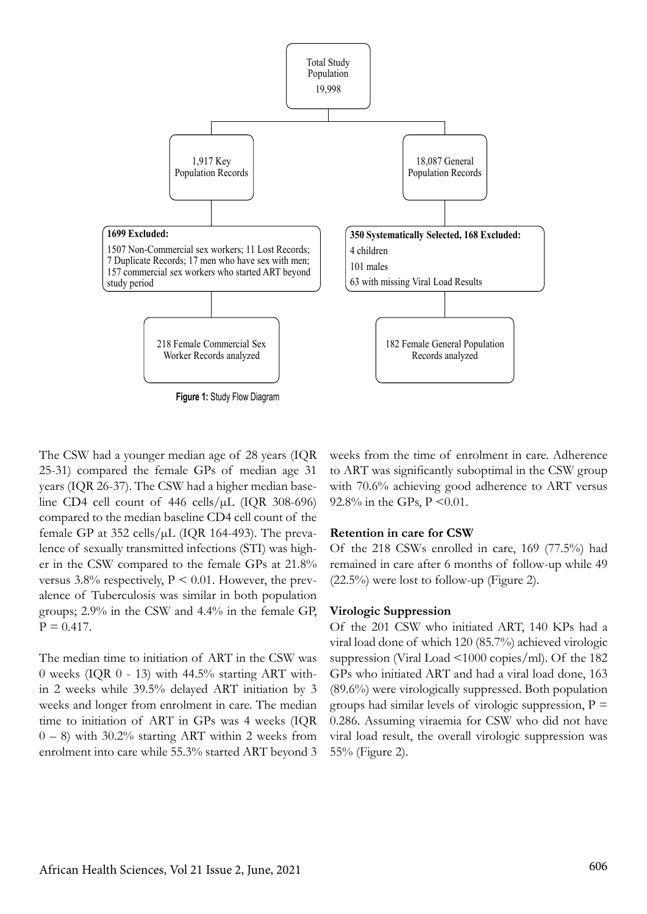Total Study Population
19,998

1,917 Key Population Records

18,087 General Population Records

**1699 Excluded:**
1507 Non-Commercial sex workers; 11 Lost Records; 7 Duplicate Records; 17 men who have sex with men; 157 commercial sex workers who started ART beyond study period

**350 Systematically Selected, 168 Excluded:**
4 children
101 males
63 with missing Viral Load Results

218 Female Commercial Sex Worker Records analyzed

182 Female General Population Records analyzed

**Figure 1:** Study Flow Diagram

The CSW had a younger median age of 28 years (IQR 25-31) compared the female GPs of median age 31 years (IQR 26-37). The CSW had a higher median baseline CD4 cell count of 446 cells/μL (IQR 308-696) compared to the median baseline CD4 cell count of the female GP at 352 cells/μL (IQR 164-493). The prevalence of sexually transmitted infections (STI) was higher in the CSW compared to the female GPs at 21.8% versus 3.8% respectively, $P < 0.01$. However, the prevalence of Tuberculosis was similar in both population groups; 2.9% in the CSW and 4.4% in the female GP, $P = 0.417$.

The median time to initiation of ART in the CSW was 0 weeks (IQR 0 - 13) with 44.5% starting ART within 2 weeks while 39.5% delayed ART initiation by 3 weeks and longer from enrolment in care. The median time to initiation of ART in GPs was 4 weeks (IQR 0 – 8) with 30.2% starting ART within 2 weeks from enrolment into care while 55.3% started ART beyond 3 weeks from the time of enrolment in care. Adherence to ART was significantly suboptimal in the CSW group with 70.6% achieving good adherence to ART versus 92.8% in the GPs, $P < 0.01$.

### Retention in care for CSW

Of the 218 CSWs enrolled in care, 169 (77.5%) had remained in care after 6 months of follow-up while 49 (22.5%) were lost to follow-up (Figure 2).

### Virologic Suppression

Of the 201 CSW who initiated ART, 140 KPs had a viral load done of which 120 (85.7%) achieved virologic suppression (Viral Load <1000 copies/ml). Of the 182 GPs who initiated ART and had a viral load done, 163 (89.6%) were virologically suppressed. Both population groups had similar levels of virologic suppression, $P = 0.286$. Assuming viraemia for CSW who did not have viral load result, the overall virologic suppression was 55% (Figure 2).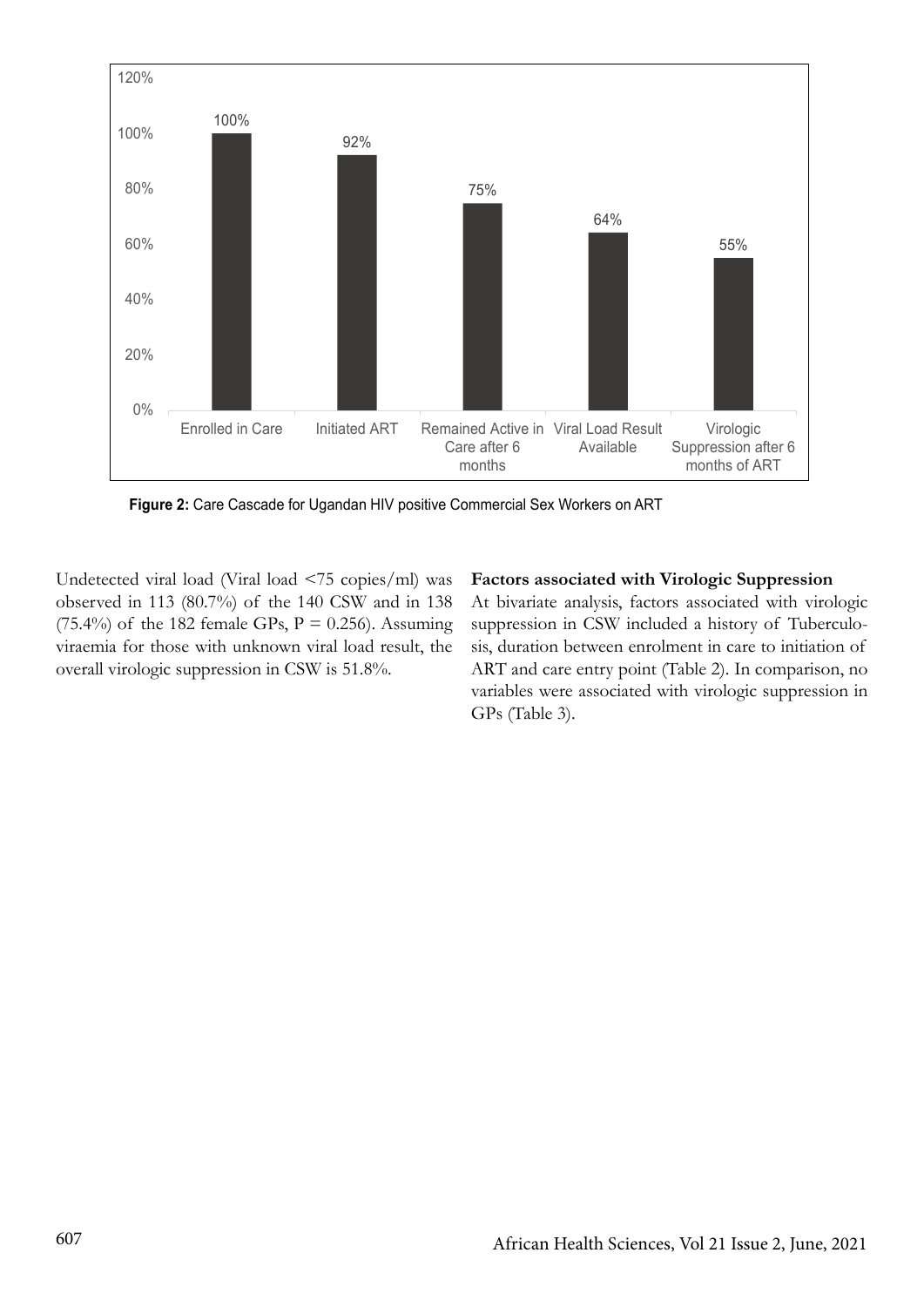Figure 2: Care Cascade for Ugandan HIV positive Commercial Sex Workers on ART

Undetected viral load (Viral load <75 copies/ml) was observed in 113 (80.7%) of the 140 CSW and in 138 (75.4%) of the 182 female GPs, P = 0.256). Assuming viraemia for those with unknown viral load result, the overall virologic suppression in CSW is 51.8%.

**Factors associated with Virologic Suppression**

At bivariate analysis, factors associated with virologic suppression in CSW included a history of Tuberculosis, duration between enrolment in care to initiation of ART and care entry point (Table 2). In comparison, no variables were associated with virologic suppression in GPs (Table 3).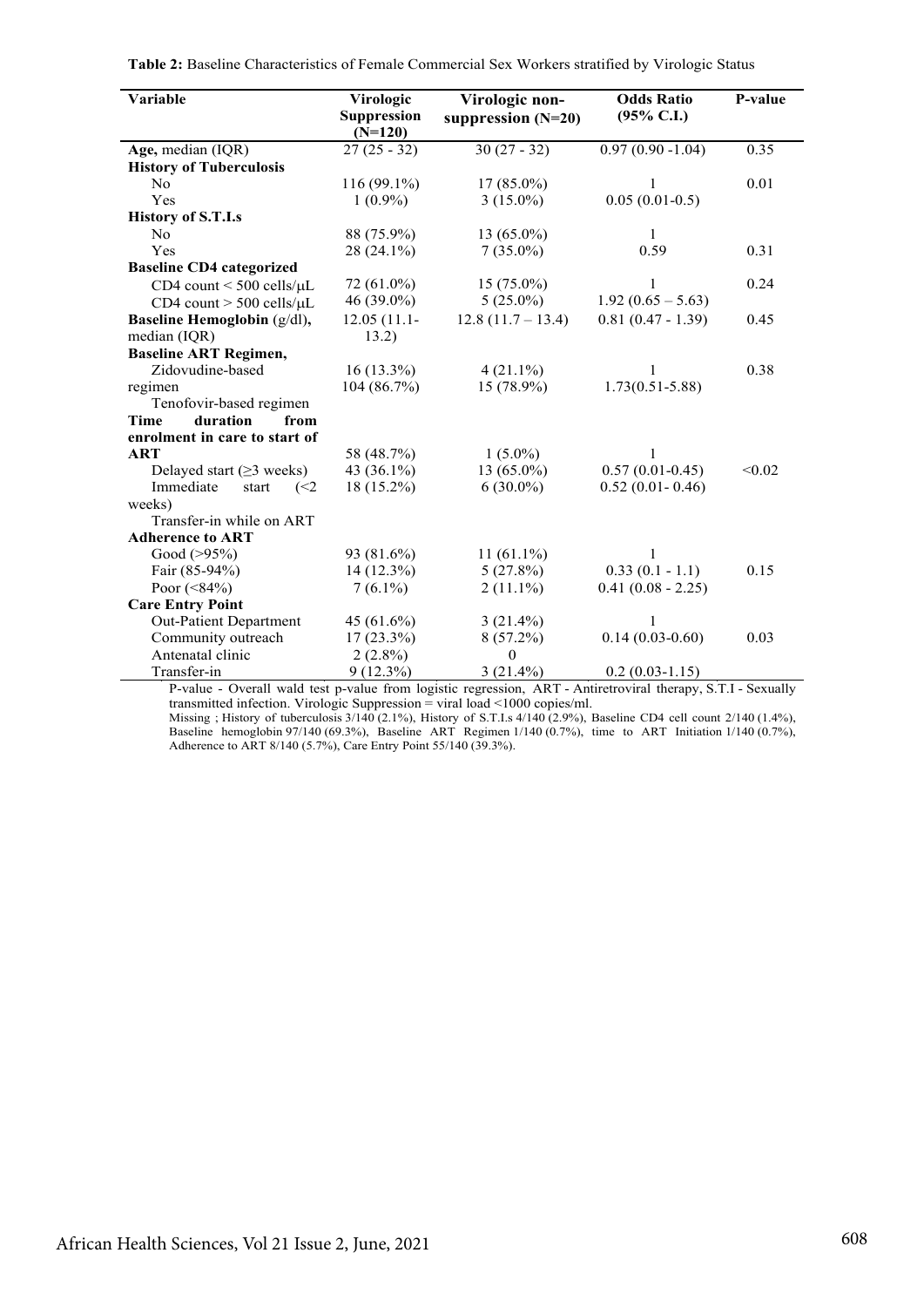**Table 2:** Baseline Characteristics of Female Commercial Sex Workers stratified by Virologic Status

| Variable | Virologic Suppression (N=120) | Virologic non-suppression (N=20) | Odds Ratio (95% C.I.) | P-value |
|---|---|---|---|---|
| **Age,** median (IQR) | 27 (25 - 32) | 30 (27 - 32) | 0.97 (0.90 -1.04) | 0.35 |
| **History of Tuberculosis** | | | | |
| No | 116 (99.1%) | 17 (85.0%) | 1 | 0.01 |
| Yes | 1 (0.9%) | 3 (15.0%) | 0.05 (0.01-0.5) | |
| **History of S.T.I.s** | | | | |
| No | 88 (75.9%) | 13 (65.0%) | 1 | |
| Yes | 28 (24.1%) | 7 (35.0%) | 0.59 | 0.31 |
| **Baseline CD4 categorized** | | | | |
| CD4 count < 500 cells/μL | 72 (61.0%) | 15 (75.0%) | 1 | 0.24 |
| CD4 count > 500 cells/μL | 46 (39.0%) | 5 (25.0%) | 1.92 (0.65 – 5.63) | |
| **Baseline Hemoglobin** (g/dl), median (IQR) | 12.05 (11.1-13.2) | 12.8 (11.7 – 13.4) | 0.81 (0.47 - 1.39) | 0.45 |
| **Baseline ART Regimen,** | | | | |
| Zidovudine-based regimen | 16 (13.3%) | 4 (21.1%) | 1 | 0.38 |
| Tenofovir-based regimen | 104 (86.7%) | 15 (78.9%) | 1.73(0.51-5.88) | |
| **Time duration from enrolment in care to start of ART** | | | | |
| Delayed start (≥3 weeks) | 58 (48.7%) | 1 (5.0%) | 1 | |
| Immediate start (<2 weeks) | 43 (36.1%) | 13 (65.0%) | 0.57 (0.01-0.45) | <0.02 |
| Transfer-in while on ART | 18 (15.2%) | 6 (30.0%) | 0.52 (0.01- 0.46) | |
| **Adherence to ART** | | | | |
| Good (>95%) | 93 (81.6%) | 11 (61.1%) | 1 | |
| Fair (85-94%) | 14 (12.3%) | 5 (27.8%) | 0.33 (0.1 - 1.1) | 0.15 |
| Poor (<84%) | 7 (6.1%) | 2 (11.1%) | 0.41 (0.08 - 2.25) | |
| **Care Entry Point** | | | | |
| Out-Patient Department | 45 (61.6%) | 3 (21.4%) | 1 | |
| Community outreach | 17 (23.3%) | 8 (57.2%) | 0.14 (0.03-0.60) | 0.03 |
| Antenatal clinic | 2 (2.8%) | 0 | | |
| Transfer-in | 9 (12.3%) | 3 (21.4%) | 0.2 (0.03-1.15) | |

P-value - Overall wald test p-value from logistic regression, ART - Antiretroviral therapy, S.T.I - Sexually transmitted infection. Virologic Suppression = viral load <1000 copies/ml.

Missing ; History of tuberculosis 3/140 (2.1%), History of S.T.I.s 4/140 (2.9%), Baseline CD4 cell count 2/140 (1.4%), Baseline hemoglobin 97/140 (69.3%), Baseline ART Regimen 1/140 (0.7%), time to ART Initiation 1/140 (0.7%), Adherence to ART 8/140 (5.7%), Care Entry Point 55/140 (39.3%).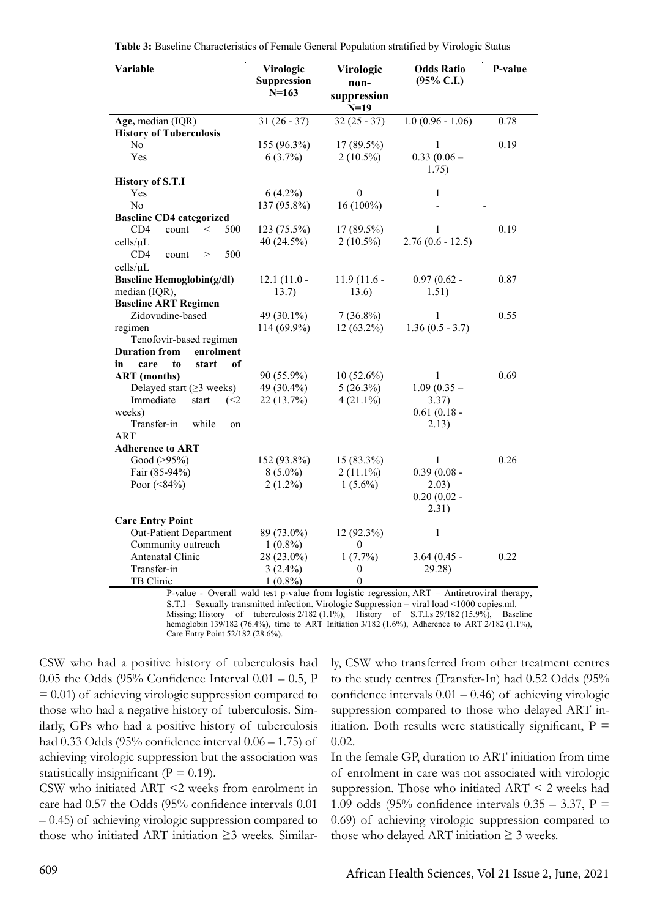**Table 3:** Baseline Characteristics of Female General Population stratified by Virologic Status

| Variable | Virologic Suppression N=163 | Virologic non-suppression N=19 | Odds Ratio (95% C.I.) | P-value |
|---|---|---|---|---|
| **Age,** median (IQR) | 31 (26 - 37) | 32 (25 - 37) | 1.0 (0.96 - 1.06) | 0.78 |
| **History of Tuberculosis** | | | | |
| No | 155 (96.3%) | 17 (89.5%) | 1 | 0.19 |
| Yes | 6 (3.7%) | 2 (10.5%) | 0.33 (0.06 – 1.75) | |
| **History of S.T.I** | | | | |
| Yes | 6 (4.2%) | 0 | 1 | |
| No | 137 (95.8%) | 16 (100%) | - | - |
| **Baseline CD4 categorized** | | | | |
| CD4 count < 500 cells/μL | 123 (75.5%) | 17 (89.5%) | 1 | 0.19 |
| CD4 count > 500 cells/μL | 40 (24.5%) | 2 (10.5%) | 2.76 (0.6 - 12.5) | |
| **Baseline Hemoglobin(g/dl)** median (IQR), | 12.1 (11.0 - 13.7) | 11.9 (11.6 - 13.6) | 0.97 (0.62 - 1.51) | 0.87 |
| **Baseline ART Regimen** | | | | |
| Zidovudine-based regimen | 49 (30.1%) | 7 (36.8%) | 1 | 0.55 |
| Tenofovir-based regimen | 114 (69.9%) | 12 (63.2%) | 1.36 (0.5 - 3.7) | |
| **Duration from enrolment in care to start of ART (months)** | | | | |
| Delayed start (≥3 weeks) | 90 (55.9%) | 10 (52.6%) | 1 | 0.69 |
| Immediate start (<2 weeks) | 49 (30.4%) | 5 (26.3%) | 1.09 (0.35 – 3.37) | |
| Transfer-in while on ART | 22 (13.7%) | 4 (21.1%) | 0.61 (0.18 - 2.13) | |
| **Adherence to ART** | | | | |
| Good (>95%) | 152 (93.8%) | 15 (83.3%) | 1 | 0.26 |
| Fair (85-94%) | 8 (5.0%) | 2 (11.1%) | 0.39 (0.08 - 2.03) | |
| Poor (<84%) | 2 (1.2%) | 1 (5.6%) | 0.20 (0.02 - 2.31) | |
| **Care Entry Point** | | | | |
| Out-Patient Department | 89 (73.0%) | 12 (92.3%) | 1 | |
| Community outreach | 1 (0.8%) | 0 | | |
| Antenatal Clinic | 28 (23.0%) | 1 (7.7%) | 3.64 (0.45 - 29.28) | 0.22 |
| Transfer-in | 3 (2.4%) | 0 | | |
| TB Clinic | 1 (0.8%) | 0 | | |

P-value - Overall wald test p-value from logistic regression, ART – Antiretroviral therapy, S.T.I – Sexually transmitted infection. Virologic Suppression = viral load <1000 copies.ml. Missing; History of tuberculosis 2/182 (1.1%), History of S.T.I.s 29/182 (15.9%), Baseline hemoglobin 139/182 (76.4%), time to ART Initiation 3/182 (1.6%), Adherence to ART 2/182 (1.1%), Care Entry Point 52/182 (28.6%).

CSW who had a positive history of tuberculosis had 0.05 the Odds (95% Confidence Interval 0.01 – 0.5, P = 0.01) of achieving virologic suppression compared to those who had a negative history of tuberculosis. Similarly, GPs who had a positive history of tuberculosis had 0.33 Odds (95% confidence interval 0.06 – 1.75) of achieving virologic suppression but the association was statistically insignificant (P = 0.19).

CSW who initiated ART <2 weeks from enrolment in care had 0.57 the Odds (95% confidence intervals 0.01 – 0.45) of achieving virologic suppression compared to those who initiated ART initiation ≥3 weeks. Similarly, CSW who transferred from other treatment centres to the study centres (Transfer-In) had 0.52 Odds (95% confidence intervals 0.01 – 0.46) of achieving virologic suppression compared to those who delayed ART initiation. Both results were statistically significant, P = 0.02.

In the female GP, duration to ART initiation from time of enrolment in care was not associated with virologic suppression. Those who initiated ART < 2 weeks had 1.09 odds (95% confidence intervals 0.35 – 3.37, P = 0.69) of achieving virologic suppression compared to those who delayed ART initiation ≥ 3 weeks.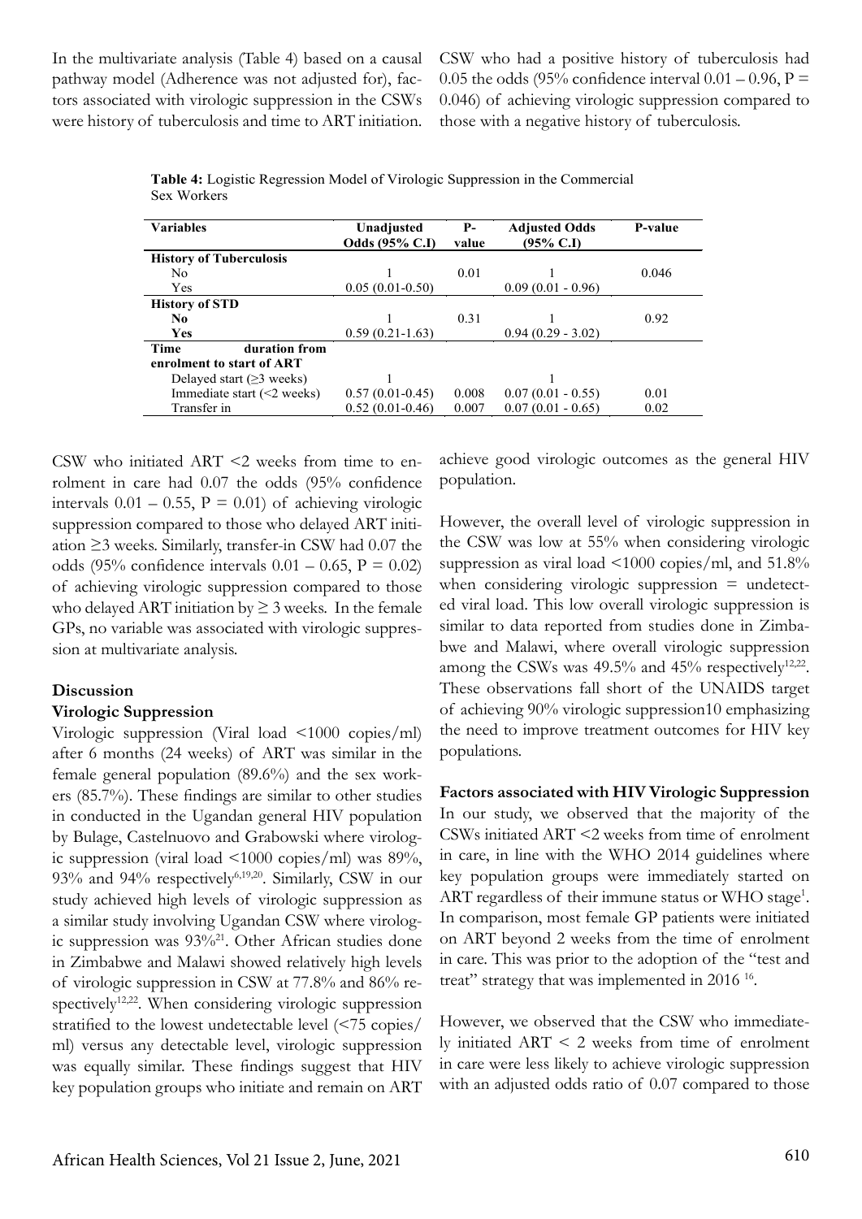In the multivariate analysis (Table 4) based on a causal pathway model (Adherence was not adjusted for), factors associated with virologic suppression in the CSWs were history of tuberculosis and time to ART initiation. CSW who had a positive history of tuberculosis had 0.05 the odds (95% confidence interval 0.01 – 0.96, P = 0.046) of achieving virologic suppression compared to those with a negative history of tuberculosis.

**Table 4:** Logistic Regression Model of Virologic Suppression in the Commercial Sex Workers

| Variables | Unadjusted Odds (95% C.I) | P-value | Adjusted Odds (95% C.I) | P-value |
|---|---|---|---|---|
| **History of Tuberculosis** | | | | |
| No | 1 | 0.01 | 1 | 0.046 |
| Yes | 0.05 (0.01-0.50) | | 0.09 (0.01 - 0.96) | |
| **History of STD** | | | | |
| **No** | 1 | 0.31 | 1 | 0.92 |
| **Yes** | 0.59 (0.21-1.63) | | 0.94 (0.29 - 3.02) | |
| **Time duration from enrolment to start of ART** | | | | |
| Delayed start (≥3 weeks) | 1 | | 1 | |
| Immediate start (<2 weeks) | 0.57 (0.01-0.45) | 0.008 | 0.07 (0.01 - 0.55) | 0.01 |
| Transfer in | 0.52 (0.01-0.46) | 0.007 | 0.07 (0.01 - 0.65) | 0.02 |

CSW who initiated ART <2 weeks from time to enrolment in care had 0.07 the odds (95% confidence intervals 0.01 – 0.55, P = 0.01) of achieving virologic suppression compared to those who delayed ART initiation ≥3 weeks. Similarly, transfer-in CSW had 0.07 the odds (95% confidence intervals 0.01 – 0.65, P = 0.02) of achieving virologic suppression compared to those who delayed ART initiation by ≥ 3 weeks. In the female GPs, no variable was associated with virologic suppression at multivariate analysis.

## Discussion

### Virologic Suppression

Virologic suppression (Viral load <1000 copies/ml) after 6 months (24 weeks) of ART was similar in the female general population (89.6%) and the sex workers (85.7%). These findings are similar to other studies in conducted in the Ugandan general HIV population by Bulage, Castelnuovo and Grabowski where virologic suppression (viral load <1000 copies/ml) was 89%, 93% and 94% respectively[6,19,20]. Similarly, CSW in our study achieved high levels of virologic suppression as a similar study involving Ugandan CSW where virologic suppression was 93%[21]. Other African studies done in Zimbabwe and Malawi showed relatively high levels of virologic suppression in CSW at 77.8% and 86% respectively[12,22]. When considering virologic suppression stratified to the lowest undetectable level (<75 copies/ml) versus any detectable level, virologic suppression was equally similar. These findings suggest that HIV key population groups who initiate and remain on ART achieve good virologic outcomes as the general HIV population.

However, the overall level of virologic suppression in the CSW was low at 55% when considering virologic suppression as viral load <1000 copies/ml, and 51.8% when considering virologic suppression = undetected viral load. This low overall virologic suppression is similar to data reported from studies done in Zimbabwe and Malawi, where overall virologic suppression among the CSWs was 49.5% and 45% respectively[12,22]. These observations fall short of the UNAIDS target of achieving 90% virologic suppression10 emphasizing the need to improve treatment outcomes for HIV key populations.

### Factors associated with HIV Virologic Suppression

In our study, we observed that the majority of the CSWs initiated ART <2 weeks from time of enrolment in care, in line with the WHO 2014 guidelines where key population groups were immediately started on ART regardless of their immune status or WHO stage[1]. In comparison, most female GP patients were initiated on ART beyond 2 weeks from the time of enrolment in care. This was prior to the adoption of the "test and treat" strategy that was implemented in 2016 [16].

However, we observed that the CSW who immediately initiated ART < 2 weeks from time of enrolment in care were less likely to achieve virologic suppression with an adjusted odds ratio of 0.07 compared to those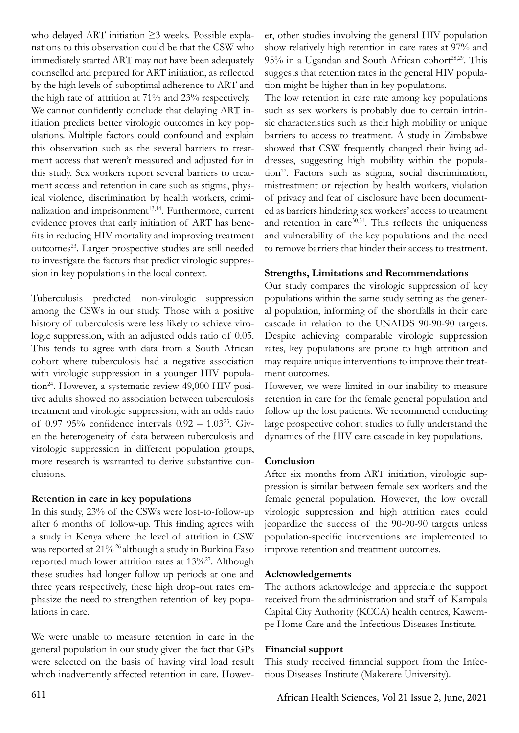who delayed ART initiation ≥3 weeks. Possible explanations to this observation could be that the CSW who immediately started ART may not have been adequately counselled and prepared for ART initiation, as reflected by the high levels of suboptimal adherence to ART and the high rate of attrition at 71% and 23% respectively. We cannot confidently conclude that delaying ART initiation predicts better virologic outcomes in key populations. Multiple factors could confound and explain this observation such as the several barriers to treatment access that weren't measured and adjusted for in this study. Sex workers report several barriers to treatment access and retention in care such as stigma, physical violence, discrimination by health workers, criminalization and imprisonment[13,14]. Furthermore, current evidence proves that early initiation of ART has benefits in reducing HIV mortality and improving treatment outcomes[23]. Larger prospective studies are still needed to investigate the factors that predict virologic suppression in key populations in the local context.

Tuberculosis predicted non-virologic suppression among the CSWs in our study. Those with a positive history of tuberculosis were less likely to achieve virologic suppression, with an adjusted odds ratio of 0.05. This tends to agree with data from a South African cohort where tuberculosis had a negative association with virologic suppression in a younger HIV population[24]. However, a systematic review 49,000 HIV positive adults showed no association between tuberculosis treatment and virologic suppression, with an odds ratio of 0.97 95% confidence intervals 0.92 – 1.03[25]. Given the heterogeneity of data between tuberculosis and virologic suppression in different population groups, more research is warranted to derive substantive conclusions.

**Retention in care in key populations**

In this study, 23% of the CSWs were lost-to-follow-up after 6 months of follow-up. This finding agrees with a study in Kenya where the level of attrition in CSW was reported at 21%[26] although a study in Burkina Faso reported much lower attrition rates at 13%[27]. Although these studies had longer follow up periods at one and three years respectively, these high drop-out rates emphasize the need to strengthen retention of key populations in care.

We were unable to measure retention in care in the general population in our study given the fact that GPs were selected on the basis of having viral load result which inadvertently affected retention in care. However, other studies involving the general HIV population show relatively high retention in care rates at 97% and 95% in a Ugandan and South African cohort[28,29]. This suggests that retention rates in the general HIV population might be higher than in key populations.

The low retention in care rate among key populations such as sex workers is probably due to certain intrinsic characteristics such as their high mobility or unique barriers to access to treatment. A study in Zimbabwe showed that CSW frequently changed their living addresses, suggesting high mobility within the population[12]. Factors such as stigma, social discrimination, mistreatment or rejection by health workers, violation of privacy and fear of disclosure have been documented as barriers hindering sex workers' access to treatment and retention in care[30,31]. This reflects the uniqueness and vulnerability of the key populations and the need to remove barriers that hinder their access to treatment.

**Strengths, Limitations and Recommendations**

Our study compares the virologic suppression of key populations within the same study setting as the general population, informing of the shortfalls in their care cascade in relation to the UNAIDS 90-90-90 targets. Despite achieving comparable virologic suppression rates, key populations are prone to high attrition and may require unique interventions to improve their treatment outcomes.

However, we were limited in our inability to measure retention in care for the female general population and follow up the lost patients. We recommend conducting large prospective cohort studies to fully understand the dynamics of the HIV care cascade in key populations.

**Conclusion**

After six months from ART initiation, virologic suppression is similar between female sex workers and the female general population. However, the low overall virologic suppression and high attrition rates could jeopardize the success of the 90-90-90 targets unless population-specific interventions are implemented to improve retention and treatment outcomes.

**Acknowledgements**

The authors acknowledge and appreciate the support received from the administration and staff of Kampala Capital City Authority (KCCA) health centres, Kawempe Home Care and the Infectious Diseases Institute.

**Financial support**

This study received financial support from the Infectious Diseases Institute (Makerere University).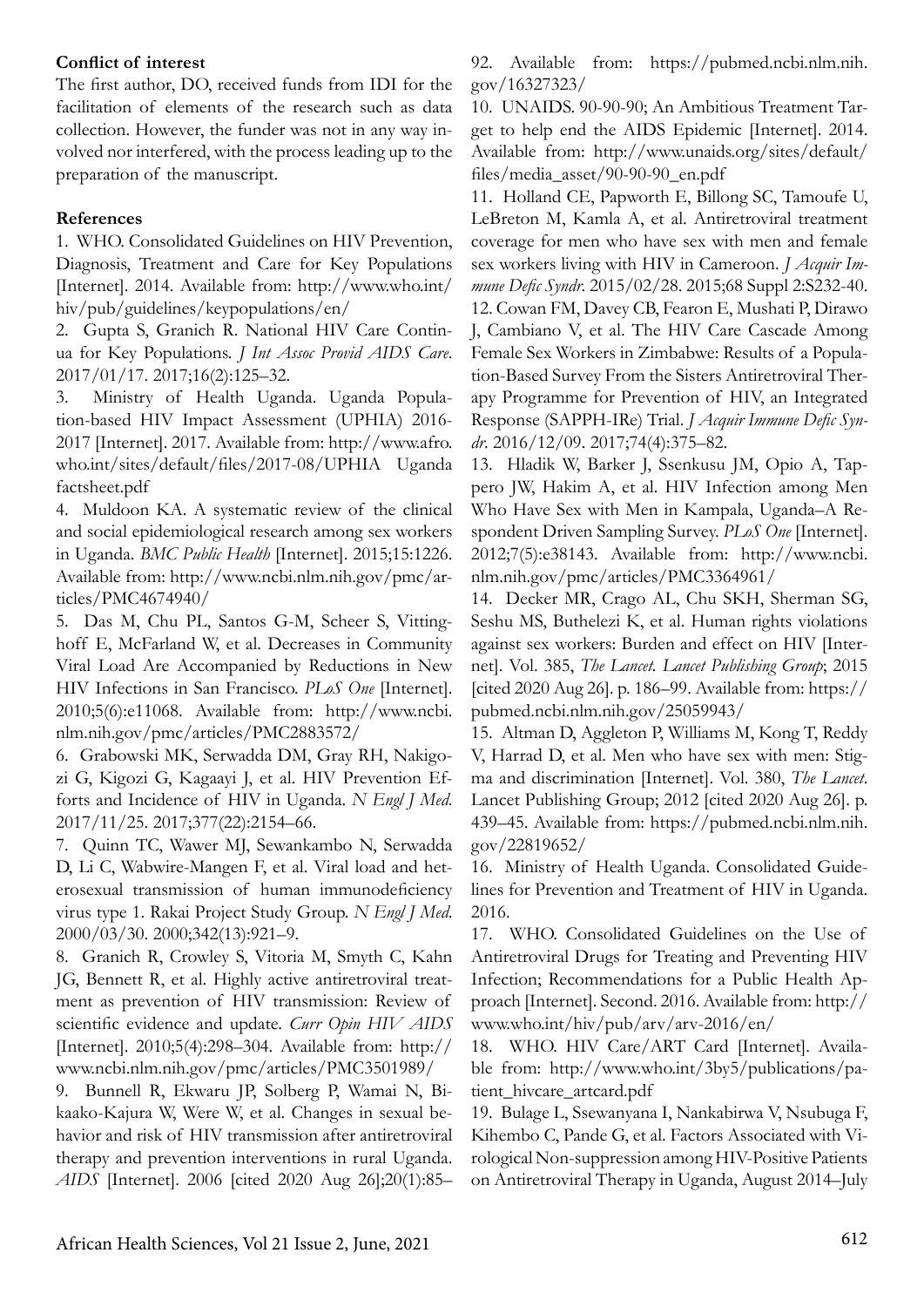**Conflict of interest**

The first author, DO, received funds from IDI for the facilitation of elements of the research such as data collection. However, the funder was not in any way involved nor interfered, with the process leading up to the preparation of the manuscript.

**References**

1. WHO. Consolidated Guidelines on HIV Prevention, Diagnosis, Treatment and Care for Key Populations [Internet]. 2014. Available from: http://www.who.int/hiv/pub/guidelines/keypopulations/en/

2. Gupta S, Granich R. National HIV Care Continua for Key Populations. *J Int Assoc Provid AIDS Care*. 2017/01/17. 2017;16(2):125–32.

3. Ministry of Health Uganda. Uganda Population-based HIV Impact Assessment (UPHIA) 2016-2017 [Internet]. 2017. Available from: http://www.afro.who.int/sites/default/files/2017-08/UPHIA Uganda factsheet.pdf

4. Muldoon KA. A systematic review of the clinical and social epidemiological research among sex workers in Uganda. *BMC Public Health* [Internet]. 2015;15:1226. Available from: http://www.ncbi.nlm.nih.gov/pmc/articles/PMC4674940/

5. Das M, Chu PL, Santos G-M, Scheer S, Vittinghoff E, McFarland W, et al. Decreases in Community Viral Load Are Accompanied by Reductions in New HIV Infections in San Francisco. *PLoS One* [Internet]. 2010;5(6):e11068. Available from: http://www.ncbi.nlm.nih.gov/pmc/articles/PMC2883572/

6. Grabowski MK, Serwadda DM, Gray RH, Nakigozi G, Kigozi G, Kagaayi J, et al. HIV Prevention Efforts and Incidence of HIV in Uganda. *N Engl J Med*. 2017/11/25. 2017;377(22):2154–66.

7. Quinn TC, Wawer MJ, Sewankambo N, Serwadda D, Li C, Wabwire-Mangen F, et al. Viral load and heterosexual transmission of human immunodeficiency virus type 1. Rakai Project Study Group. *N Engl J Med*. 2000/03/30. 2000;342(13):921–9.

8. Granich R, Crowley S, Vitoria M, Smyth C, Kahn JG, Bennett R, et al. Highly active antiretroviral treatment as prevention of HIV transmission: Review of scientific evidence and update. *Curr Opin HIV AIDS* [Internet]. 2010;5(4):298–304. Available from: http://www.ncbi.nlm.nih.gov/pmc/articles/PMC3501989/

9. Bunnell R, Ekwaru JP, Solberg P, Wamai N, Bikaako-Kajura W, Were W, et al. Changes in sexual behavior and risk of HIV transmission after antiretroviral therapy and prevention interventions in rural Uganda. *AIDS* [Internet]. 2006 [cited 2020 Aug 26];20(1):85–92. Available from: https://pubmed.ncbi.nlm.nih.gov/16327323/

10. UNAIDS. 90-90-90; An Ambitious Treatment Target to help end the AIDS Epidemic [Internet]. 2014. Available from: http://www.unaids.org/sites/default/files/media_asset/90-90-90_en.pdf

11. Holland CE, Papworth E, Billong SC, Tamoufe U, LeBreton M, Kamla A, et al. Antiretroviral treatment coverage for men who have sex with men and female sex workers living with HIV in Cameroon. *J Acquir Immune Defic Syndr*. 2015/02/28. 2015;68 Suppl 2:S232-40.

12. Cowan FM, Davey CB, Fearon E, Mushati P, Dirawo J, Cambiano V, et al. The HIV Care Cascade Among Female Sex Workers in Zimbabwe: Results of a Population-Based Survey From the Sisters Antiretroviral Therapy Programme for Prevention of HIV, an Integrated Response (SAPPH-IRe) Trial. *J Acquir Immune Defic Syndr*. 2016/12/09. 2017;74(4):375–82.

13. Hladik W, Barker J, Ssenkusu JM, Opio A, Tappero JW, Hakim A, et al. HIV Infection among Men Who Have Sex with Men in Kampala, Uganda–A Respondent Driven Sampling Survey. *PLoS One* [Internet]. 2012;7(5):e38143. Available from: http://www.ncbi.nlm.nih.gov/pmc/articles/PMC3364961/

14. Decker MR, Crago AL, Chu SKH, Sherman SG, Seshu MS, Buthelezi K, et al. Human rights violations against sex workers: Burden and effect on HIV [Internet]. Vol. 385, *The Lancet. Lancet Publishing Group*; 2015 [cited 2020 Aug 26]. p. 186–99. Available from: https://pubmed.ncbi.nlm.nih.gov/25059943/

15. Altman D, Aggleton P, Williams M, Kong T, Reddy V, Harrad D, et al. Men who have sex with men: Stigma and discrimination [Internet]. Vol. 380, *The Lancet*. Lancet Publishing Group; 2012 [cited 2020 Aug 26]. p. 439–45. Available from: https://pubmed.ncbi.nlm.nih.gov/22819652/

16. Ministry of Health Uganda. Consolidated Guidelines for Prevention and Treatment of HIV in Uganda. 2016.

17. WHO. Consolidated Guidelines on the Use of Antiretroviral Drugs for Treating and Preventing HIV Infection; Recommendations for a Public Health Approach [Internet]. Second. 2016. Available from: http://www.who.int/hiv/pub/arv/arv-2016/en/

18. WHO. HIV Care/ART Card [Internet]. Available from: http://www.who.int/3by5/publications/patient_hivcare_artcard.pdf

19. Bulage L, Ssewanyana I, Nankabirwa V, Nsubuga F, Kihembo C, Pande G, et al. Factors Associated with Virological Non-suppression among HIV-Positive Patients on Antiretroviral Therapy in Uganda, August 2014–July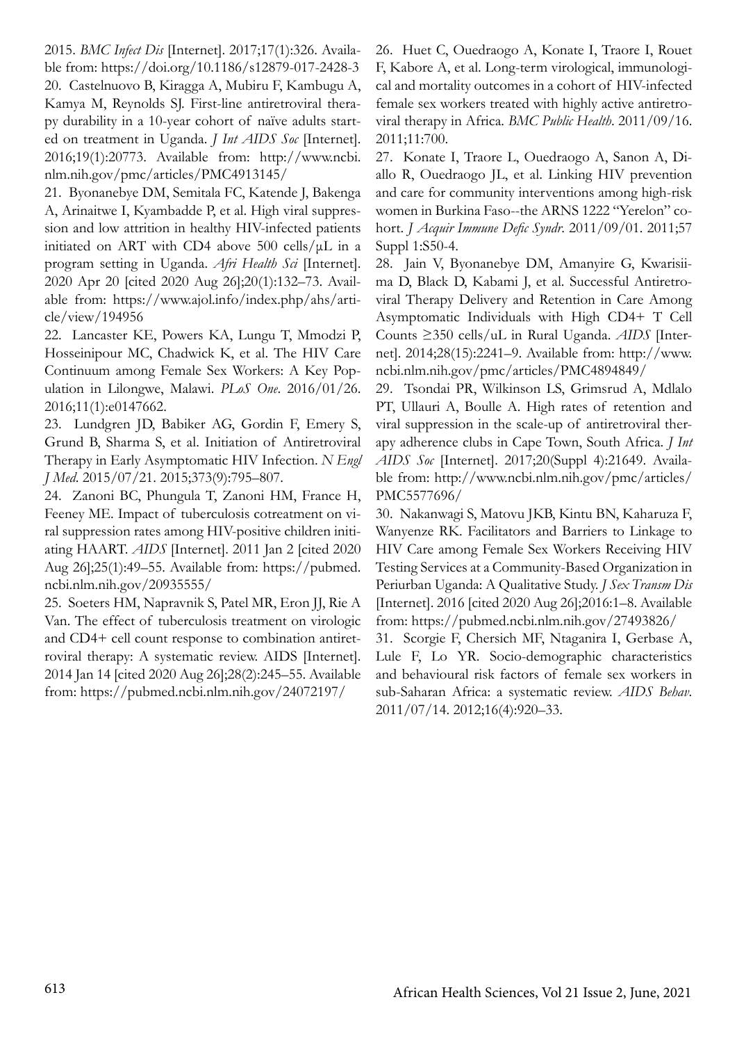2015. *BMC Infect Dis* [Internet]. 2017;17(1):326. Available from: https://doi.org/10.1186/s12879-017-2428-3

20. Castelnuovo B, Kiragga A, Mubiru F, Kambugu A, Kamya M, Reynolds SJ. First-line antiretroviral therapy durability in a 10-year cohort of naïve adults started on treatment in Uganda. *J Int AIDS Soc* [Internet]. 2016;19(1):20773. Available from: http://www.ncbi.nlm.nih.gov/pmc/articles/PMC4913145/

21. Byonanebye DM, Semitala FC, Katende J, Bakenga A, Arinaitwe I, Kyambadde P, et al. High viral suppression and low attrition in healthy HIV-infected patients initiated on ART with CD4 above 500 cells/μL in a program setting in Uganda. *Afri Health Sci* [Internet]. 2020 Apr 20 [cited 2020 Aug 26];20(1):132–73. Available from: https://www.ajol.info/index.php/ahs/article/view/194956

22. Lancaster KE, Powers KA, Lungu T, Mmodzi P, Hosseinipour MC, Chadwick K, et al. The HIV Care Continuum among Female Sex Workers: A Key Population in Lilongwe, Malawi. *PLoS One*. 2016/01/26. 2016;11(1):e0147662.

23. Lundgren JD, Babiker AG, Gordin F, Emery S, Grund B, Sharma S, et al. Initiation of Antiretroviral Therapy in Early Asymptomatic HIV Infection. *N Engl J Med*. 2015/07/21. 2015;373(9):795–807.

24. Zanoni BC, Phungula T, Zanoni HM, France H, Feeney ME. Impact of tuberculosis cotreatment on viral suppression rates among HIV-positive children initiating HAART. *AIDS* [Internet]. 2011 Jan 2 [cited 2020 Aug 26];25(1):49–55. Available from: https://pubmed.ncbi.nlm.nih.gov/20935555/

25. Soeters HM, Napravnik S, Patel MR, Eron JJ, Rie A Van. The effect of tuberculosis treatment on virologic and CD4+ cell count response to combination antiretroviral therapy: A systematic review. AIDS [Internet]. 2014 Jan 14 [cited 2020 Aug 26];28(2):245–55. Available from: https://pubmed.ncbi.nlm.nih.gov/24072197/

26. Huet C, Ouedraogo A, Konate I, Traore I, Rouet F, Kabore A, et al. Long-term virological, immunological and mortality outcomes in a cohort of HIV-infected female sex workers treated with highly active antiretroviral therapy in Africa. *BMC Public Health*. 2011/09/16. 2011;11:700.

27. Konate I, Traore L, Ouedraogo A, Sanon A, Diallo R, Ouedraogo JL, et al. Linking HIV prevention and care for community interventions among high-risk women in Burkina Faso--the ARNS 1222 "Yerelon" cohort. *J Acquir Immune Defic Syndr*. 2011/09/01. 2011;57 Suppl 1:S50-4.

28. Jain V, Byonanebye DM, Amanyire G, Kwarisiima D, Black D, Kabami J, et al. Successful Antiretroviral Therapy Delivery and Retention in Care Among Asymptomatic Individuals with High CD4+ T Cell Counts ≥350 cells/uL in Rural Uganda. *AIDS* [Internet]. 2014;28(15):2241–9. Available from: http://www.ncbi.nlm.nih.gov/pmc/articles/PMC4894849/

29. Tsondai PR, Wilkinson LS, Grimsrud A, Mdlalo PT, Ullauri A, Boulle A. High rates of retention and viral suppression in the scale-up of antiretroviral therapy adherence clubs in Cape Town, South Africa. *J Int AIDS Soc* [Internet]. 2017;20(Suppl 4):21649. Available from: http://www.ncbi.nlm.nih.gov/pmc/articles/PMC5577696/

30. Nakanwagi S, Matovu JKB, Kintu BN, Kaharuza F, Wanyenze RK. Facilitators and Barriers to Linkage to HIV Care among Female Sex Workers Receiving HIV Testing Services at a Community-Based Organization in Periurban Uganda: A Qualitative Study. *J Sex Transm Dis* [Internet]. 2016 [cited 2020 Aug 26];2016:1–8. Available from: https://pubmed.ncbi.nlm.nih.gov/27493826/

31. Scorgie F, Chersich MF, Ntaganira I, Gerbase A, Lule F, Lo YR. Socio-demographic characteristics and behavioural risk factors of female sex workers in sub-Saharan Africa: a systematic review. *AIDS Behav*. 2011/07/14. 2012;16(4):920–33.